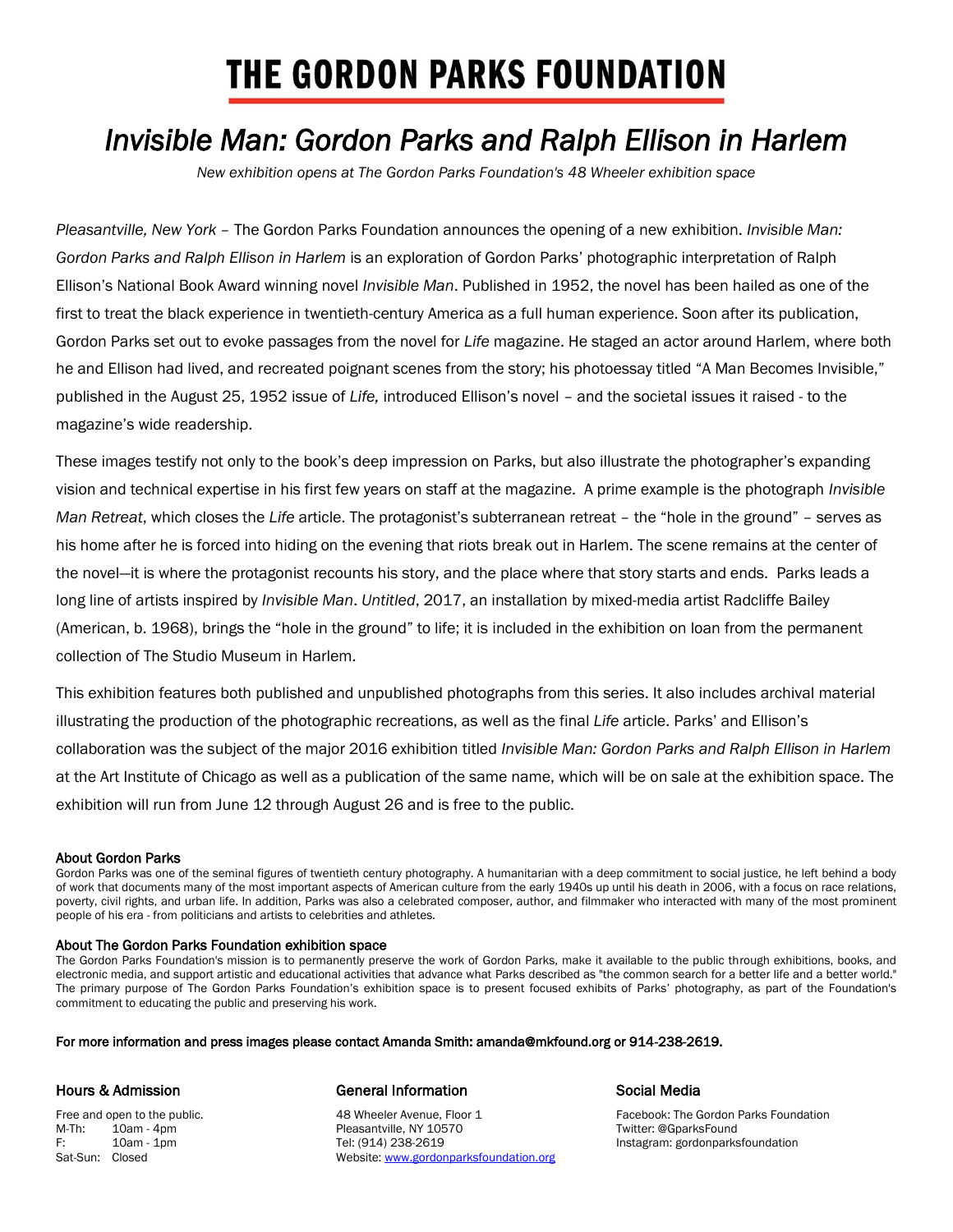# THE GORDON PARKS FOUNDATION

## *Invisible Man: Gordon Parks and Ralph Ellison in Harlem*

*New exhibition opens at The Gordon Parks Foundation's 48 Wheeler exhibition space*

*Pleasantville, New York* – The Gordon Parks Foundation announces the opening of a new exhibition. *Invisible Man: Gordon Parks and Ralph Ellison in Harlem* is an exploration of Gordon Parks' photographic interpretation of Ralph Ellison's National Book Award winning novel *Invisible Man*. Published in 1952, the novel has been hailed as one of the first to treat the black experience in twentieth-century America as a full human experience. Soon after its publication, Gordon Parks set out to evoke passages from the novel for *Life* magazine. He staged an actor around Harlem, where both he and Ellison had lived, and recreated poignant scenes from the story; his photoessay titled "A Man Becomes Invisible," published in the August 25, 1952 issue of *Life,* introduced Ellison's novel – and the societal issues it raised - to the magazine's wide readership.

These images testify not only to the book's deep impression on Parks, but also illustrate the photographer's expanding vision and technical expertise in his first few years on staff at the magazine. A prime example is the photograph *Invisible Man Retreat*, which closes the *Life* article. The protagonist's subterranean retreat – the "hole in the ground" – serves as his home after he is forced into hiding on the evening that riots break out in Harlem. The scene remains at the center of the novel—it is where the protagonist recounts his story, and the place where that story starts and ends. Parks leads a long line of artists inspired by *Invisible Man*. *Untitled*, 2017, an installation by mixed-media artist Radcliffe Bailey (American, b. 1968), brings the "hole in the ground" to life; it is included in the exhibition on loan from the permanent collection of The Studio Museum in Harlem.

This exhibition features both published and unpublished photographs from this series. It also includes archival material illustrating the production of the photographic recreations, as well as the final *Life* article. Parks' and Ellison's collaboration was the subject of the major 2016 exhibition titled *Invisible Man: Gordon Parks and Ralph Ellison in Harlem* at the Art Institute of Chicago as well as a publication of the same name, which will be on sale at the exhibition space. The exhibition will run from June 12 through August 26 and is free to the public.

### About Gordon Parks

Gordon Parks was one of the seminal figures of twentieth century photography. A humanitarian with a deep commitment to social justice, he left behind a body of work that documents many of the most important aspects of American culture from the early 1940s up until his death in 2006, with a focus on race relations, poverty, civil rights, and urban life. In addition, Parks was also a celebrated composer, author, and filmmaker who interacted with many of the most prominent people of his era - from politicians and artists to celebrities and athletes.

### About The Gordon Parks Foundation exhibition space

The Gordon Parks Foundation's mission is to permanently preserve the work of Gordon Parks, make it available to the public through exhibitions, books, and electronic media, and support artistic and educational activities that advance what Parks described as "the common search for a better life and a better world." The primary purpose of The Gordon Parks Foundation's exhibition space is to present focused exhibits of Parks' photography, as part of the Foundation's commitment to educating the public and preserving his work.

**For more information and press images please contact Amanda Smith: amanda@mkfound.org or 914-238-2619.**

### Hours & Admission

Free and open to the public.
M-Th: 10am - 4pm
F: 10am - 1pm
Sat-Sun: Closed

### General Information

48 Wheeler Avenue, Floor 1
Pleasantville, NY 10570
Tel: (914) 238-2619
Website: www.gordonparksfoundation.org

### Social Media

Facebook: The Gordon Parks Foundation
Twitter: @GparksFound
Instagram: gordonparksfoundation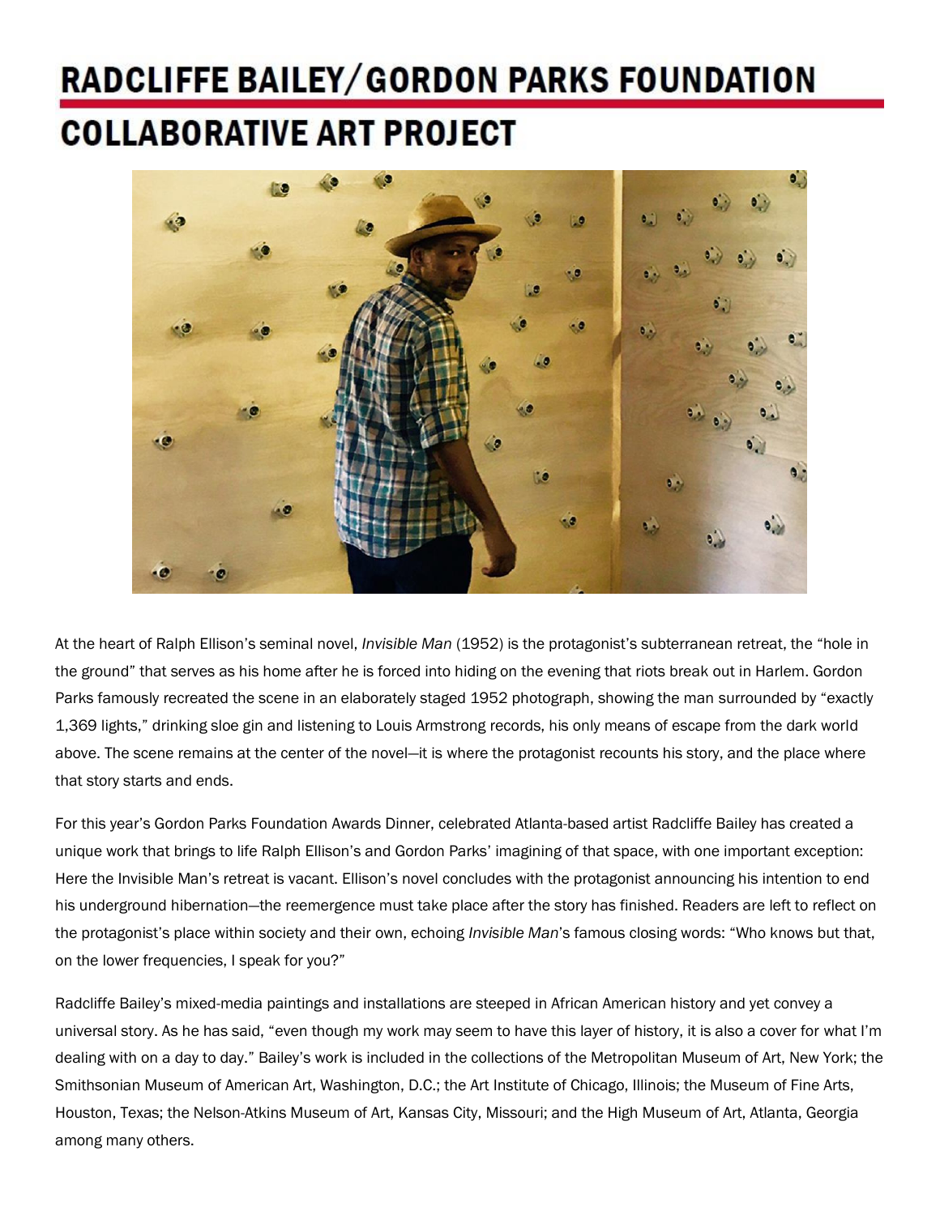# RADCLIFFE BAILEY/GORDON PARKS FOUNDATION

## COLLABORATIVE ART PROJECT

At the heart of Ralph Ellison's seminal novel, *Invisible Man* (1952) is the protagonist's subterranean retreat, the "hole in the ground" that serves as his home after he is forced into hiding on the evening that riots break out in Harlem. Gordon Parks famously recreated the scene in an elaborately staged 1952 photograph, showing the man surrounded by "exactly 1,369 lights," drinking sloe gin and listening to Louis Armstrong records, his only means of escape from the dark world above. The scene remains at the center of the novel—it is where the protagonist recounts his story, and the place where that story starts and ends.

For this year's Gordon Parks Foundation Awards Dinner, celebrated Atlanta-based artist Radcliffe Bailey has created a unique work that brings to life Ralph Ellison's and Gordon Parks' imagining of that space, with one important exception: Here the Invisible Man's retreat is vacant. Ellison's novel concludes with the protagonist announcing his intention to end his underground hibernation—the reemergence must take place after the story has finished. Readers are left to reflect on the protagonist's place within society and their own, echoing *Invisible Man*'s famous closing words: "Who knows but that, on the lower frequencies, I speak for you?"

Radcliffe Bailey's mixed-media paintings and installations are steeped in African American history and yet convey a universal story. As he has said, "even though my work may seem to have this layer of history, it is also a cover for what I'm dealing with on a day to day." Bailey's work is included in the collections of the Metropolitan Museum of Art, New York; the Smithsonian Museum of American Art, Washington, D.C.; the Art Institute of Chicago, Illinois; the Museum of Fine Arts, Houston, Texas; the Nelson-Atkins Museum of Art, Kansas City, Missouri; and the High Museum of Art, Atlanta, Georgia among many others.